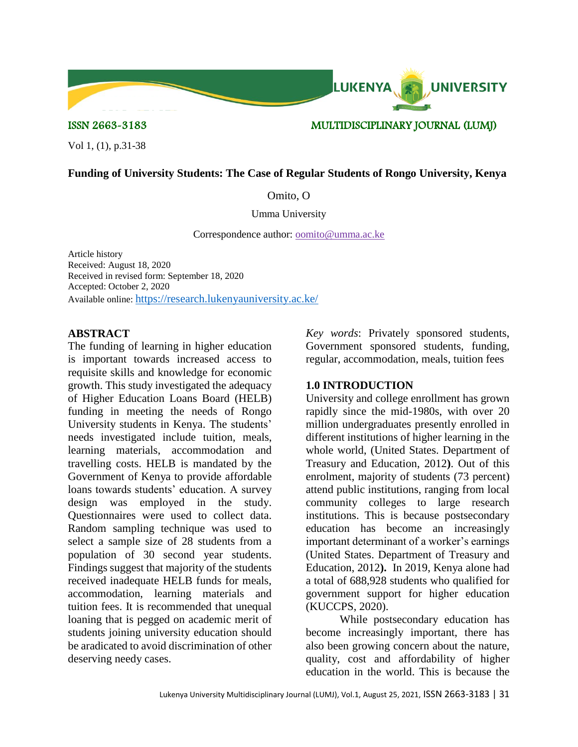ISSN 2663-3183 MULTIDISCIPLINARY JOURNAL (LUMJ)

Vol 1, (1), p.31-38

# Funding of University Students: The Case of Regular Students of Rongo University, Kenya

Omito, O

Umma University

Correspondence author: oomito@umma.ac.ke

Article history
Received: August 18, 2020
Received in revised form: September 18, 2020
Accepted: October 2, 2020
Available online: https://research.lukenyauniversity.ac.ke/

## ABSTRACT

The funding of learning in higher education is important towards increased access to requisite skills and knowledge for economic growth. This study investigated the adequacy of Higher Education Loans Board (HELB) funding in meeting the needs of Rongo University students in Kenya. The students' needs investigated include tuition, meals, learning materials, accommodation and travelling costs. HELB is mandated by the Government of Kenya to provide affordable loans towards students' education. A survey design was employed in the study. Questionnaires were used to collect data. Random sampling technique was used to select a sample size of 28 students from a population of 30 second year students. Findings suggest that majority of the students received inadequate HELB funds for meals, accommodation, learning materials and tuition fees. It is recommended that unequal loaning that is pegged on academic merit of students joining university education should be aradicated to avoid discrimination of other deserving needy cases.

*Key words*: Privately sponsored students, Government sponsored students, funding, regular, accommodation, meals, tuition fees

## 1.0 INTRODUCTION

University and college enrollment has grown rapidly since the mid-1980s, with over 20 million undergraduates presently enrolled in different institutions of higher learning in the whole world, (United States. Department of Treasury and Education, 2012**)**. Out of this enrolment, majority of students (73 percent) attend public institutions, ranging from local community colleges to large research institutions. This is because postsecondary education has become an increasingly important determinant of a worker's earnings (United States. Department of Treasury and Education, 2012**).** In 2019, Kenya alone had a total of 688,928 students who qualified for government support for higher education (KUCCPS, 2020).

While postsecondary education has become increasingly important, there has also been growing concern about the nature, quality, cost and affordability of higher education in the world. This is because the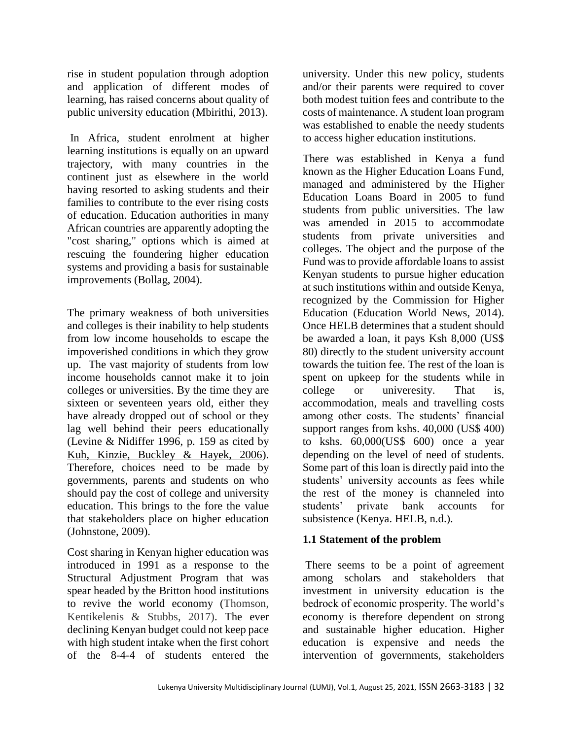rise in student population through adoption and application of different modes of learning, has raised concerns about quality of public university education (Mbirithi, 2013).

In Africa, student enrolment at higher learning institutions is equally on an upward trajectory, with many countries in the continent just as elsewhere in the world having resorted to asking students and their families to contribute to the ever rising costs of education. Education authorities in many African countries are apparently adopting the "cost sharing," options which is aimed at rescuing the foundering higher education systems and providing a basis for sustainable improvements (Bollag, 2004).

The primary weakness of both universities and colleges is their inability to help students from low income households to escape the impoverished conditions in which they grow up. The vast majority of students from low income households cannot make it to join colleges or universities. By the time they are sixteen or seventeen years old, either they have already dropped out of school or they lag well behind their peers educationally (Levine & Nidiffer 1996, p. 159 as cited by Kuh, Kinzie, Buckley & Hayek, 2006). Therefore, choices need to be made by governments, parents and students on who should pay the cost of college and university education. This brings to the fore the value that stakeholders place on higher education (Johnstone, 2009).

Cost sharing in Kenyan higher education was introduced in 1991 as a response to the Structural Adjustment Program that was spear headed by the Britton hood institutions to revive the world economy (Thomson, Kentikelenis & Stubbs, 2017). The ever declining Kenyan budget could not keep pace with high student intake when the first cohort of the 8-4-4 of students entered the university. Under this new policy, students and/or their parents were required to cover both modest tuition fees and contribute to the costs of maintenance. A student loan program was established to enable the needy students to access higher education institutions.

There was established in Kenya a fund known as the Higher Education Loans Fund, managed and administered by the Higher Education Loans Board in 2005 to fund students from public universities. The law was amended in 2015 to accommodate students from private universities and colleges. The object and the purpose of the Fund was to provide affordable loans to assist Kenyan students to pursue higher education at such institutions within and outside Kenya, recognized by the Commission for Higher Education (Education World News, 2014). Once HELB determines that a student should be awarded a loan, it pays Ksh 8,000 (US$ 80) directly to the student university account towards the tuition fee. The rest of the loan is spent on upkeep for the students while in college or univeresity. That is, accommodation, meals and travelling costs among other costs. The students' financial support ranges from kshs. 40,000 (US$ 400) to kshs. 60,000(US$ 600) once a year depending on the level of need of students. Some part of this loan is directly paid into the students' university accounts as fees while the rest of the money is channeled into students' private bank accounts for subsistence (Kenya. HELB, n.d.).

### 1.1 Statement of the problem

There seems to be a point of agreement among scholars and stakeholders that investment in university education is the bedrock of economic prosperity. The world's economy is therefore dependent on strong and sustainable higher education. Higher education is expensive and needs the intervention of governments, stakeholders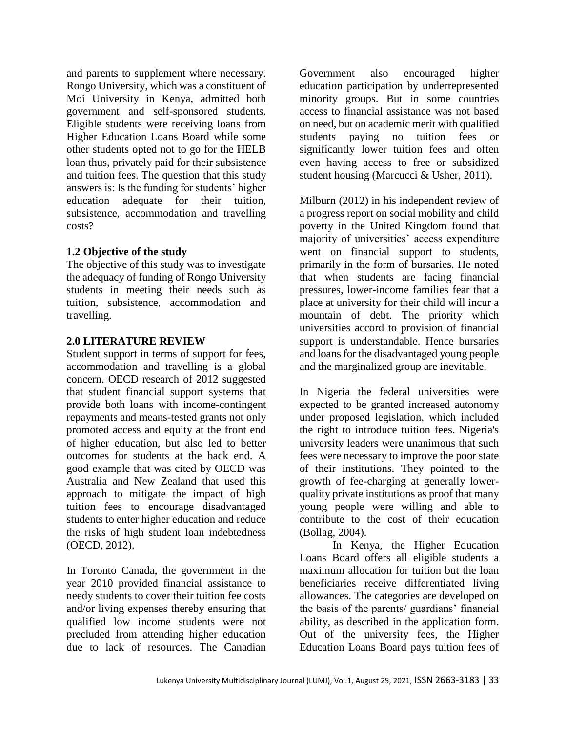and parents to supplement where necessary. Rongo University, which was a constituent of Moi University in Kenya, admitted both government and self-sponsored students. Eligible students were receiving loans from Higher Education Loans Board while some other students opted not to go for the HELB loan thus, privately paid for their subsistence and tuition fees. The question that this study answers is: Is the funding for students' higher education adequate for their tuition, subsistence, accommodation and travelling costs?

### 1.2 Objective of the study

The objective of this study was to investigate the adequacy of funding of Rongo University students in meeting their needs such as tuition, subsistence, accommodation and travelling.

## 2.0 LITERATURE REVIEW

Student support in terms of support for fees, accommodation and travelling is a global concern. OECD research of 2012 suggested that student financial support systems that provide both loans with income-contingent repayments and means-tested grants not only promoted access and equity at the front end of higher education, but also led to better outcomes for students at the back end. A good example that was cited by OECD was Australia and New Zealand that used this approach to mitigate the impact of high tuition fees to encourage disadvantaged students to enter higher education and reduce the risks of high student loan indebtedness (OECD, 2012).

In Toronto Canada, the government in the year 2010 provided financial assistance to needy students to cover their tuition fee costs and/or living expenses thereby ensuring that qualified low income students were not precluded from attending higher education due to lack of resources. The Canadian Government also encouraged higher education participation by underrepresented minority groups. But in some countries access to financial assistance was not based on need, but on academic merit with qualified students paying no tuition fees or significantly lower tuition fees and often even having access to free or subsidized student housing (Marcucci & Usher, 2011).

Milburn (2012) in his independent review of a progress report on social mobility and child poverty in the United Kingdom found that majority of universities' access expenditure went on financial support to students, primarily in the form of bursaries. He noted that when students are facing financial pressures, lower-income families fear that a place at university for their child will incur a mountain of debt. The priority which universities accord to provision of financial support is understandable. Hence bursaries and loans for the disadvantaged young people and the marginalized group are inevitable.

In Nigeria the federal universities were expected to be granted increased autonomy under proposed legislation, which included the right to introduce tuition fees. Nigeria's university leaders were unanimous that such fees were necessary to improve the poor state of their institutions. They pointed to the growth of fee-charging at generally lower-quality private institutions as proof that many young people were willing and able to contribute to the cost of their education (Bollag, 2004).

In Kenya, the Higher Education Loans Board offers all eligible students a maximum allocation for tuition but the loan beneficiaries receive differentiated living allowances. The categories are developed on the basis of the parents/ guardians' financial ability, as described in the application form. Out of the university fees, the Higher Education Loans Board pays tuition fees of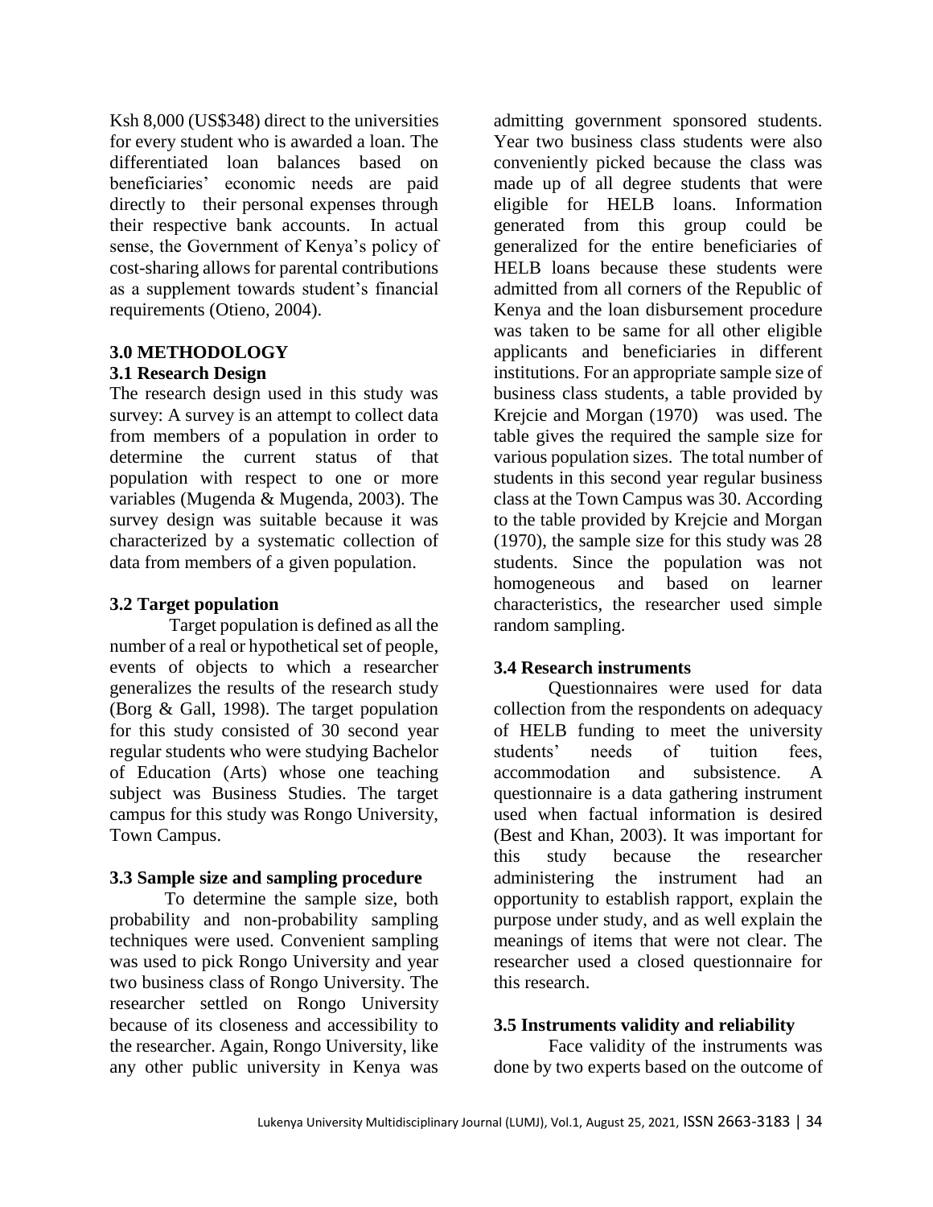Ksh 8,000 (US$348) direct to the universities for every student who is awarded a loan. The differentiated loan balances based on beneficiaries' economic needs are paid directly to their personal expenses through their respective bank accounts. In actual sense, the Government of Kenya's policy of cost-sharing allows for parental contributions as a supplement towards student's financial requirements (Otieno, 2004).

## 3.0 METHODOLOGY

### 3.1 Research Design

The research design used in this study was survey: A survey is an attempt to collect data from members of a population in order to determine the current status of that population with respect to one or more variables (Mugenda & Mugenda, 2003). The survey design was suitable because it was characterized by a systematic collection of data from members of a given population.

### 3.2 Target population

Target population is defined as all the number of a real or hypothetical set of people, events of objects to which a researcher generalizes the results of the research study (Borg & Gall, 1998). The target population for this study consisted of 30 second year regular students who were studying Bachelor of Education (Arts) whose one teaching subject was Business Studies. The target campus for this study was Rongo University, Town Campus.

### 3.3 Sample size and sampling procedure

To determine the sample size, both probability and non-probability sampling techniques were used. Convenient sampling was used to pick Rongo University and year two business class of Rongo University. The researcher settled on Rongo University because of its closeness and accessibility to the researcher. Again, Rongo University, like any other public university in Kenya was admitting government sponsored students. Year two business class students were also conveniently picked because the class was made up of all degree students that were eligible for HELB loans. Information generated from this group could be generalized for the entire beneficiaries of HELB loans because these students were admitted from all corners of the Republic of Kenya and the loan disbursement procedure was taken to be same for all other eligible applicants and beneficiaries in different institutions. For an appropriate sample size of business class students, a table provided by Krejcie and Morgan (1970) was used. The table gives the required the sample size for various population sizes. The total number of students in this second year regular business class at the Town Campus was 30. According to the table provided by Krejcie and Morgan (1970), the sample size for this study was 28 students. Since the population was not homogeneous and based on learner characteristics, the researcher used simple random sampling.

### 3.4 Research instruments

Questionnaires were used for data collection from the respondents on adequacy of HELB funding to meet the university students' needs of tuition fees, accommodation and subsistence. A questionnaire is a data gathering instrument used when factual information is desired (Best and Khan, 2003). It was important for this study because the researcher administering the instrument had an opportunity to establish rapport, explain the purpose under study, and as well explain the meanings of items that were not clear. The researcher used a closed questionnaire for this research.

### 3.5 Instruments validity and reliability

Face validity of the instruments was done by two experts based on the outcome of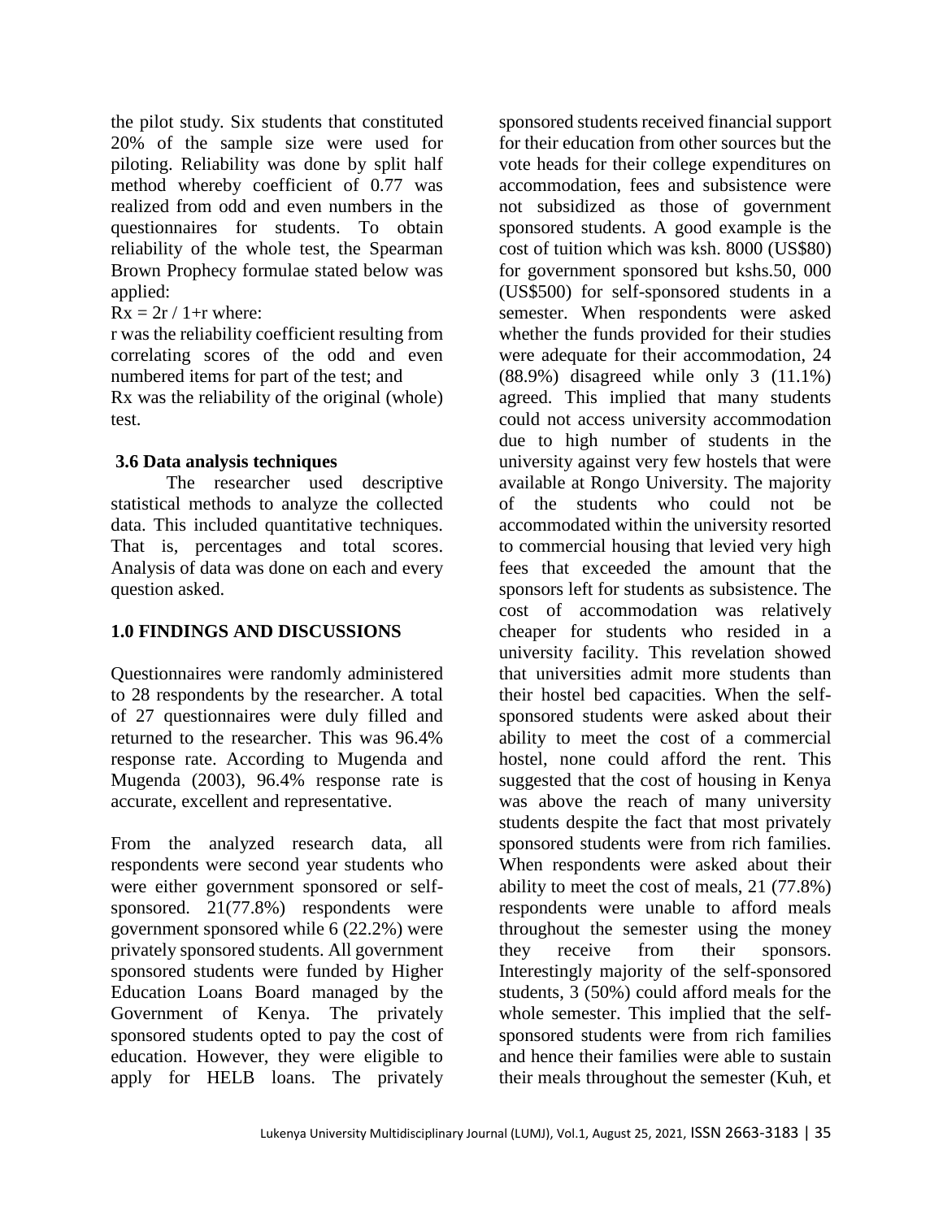the pilot study. Six students that constituted 20% of the sample size were used for piloting. Reliability was done by split half method whereby coefficient of 0.77 was realized from odd and even numbers in the questionnaires for students. To obtain reliability of the whole test, the Spearman Brown Prophecy formulae stated below was applied:

$Rx = 2r / 1+r$ where:

r was the reliability coefficient resulting from correlating scores of the odd and even numbered items for part of the test; and

Rx was the reliability of the original (whole) test.

### 3.6 Data analysis techniques

The researcher used descriptive statistical methods to analyze the collected data. This included quantitative techniques. That is, percentages and total scores. Analysis of data was done on each and every question asked.

## 1.0 FINDINGS AND DISCUSSIONS

Questionnaires were randomly administered to 28 respondents by the researcher. A total of 27 questionnaires were duly filled and returned to the researcher. This was 96.4% response rate. According to Mugenda and Mugenda (2003), 96.4% response rate is accurate, excellent and representative.

From the analyzed research data, all respondents were second year students who were either government sponsored or self-sponsored. 21(77.8%) respondents were government sponsored while 6 (22.2%) were privately sponsored students. All government sponsored students were funded by Higher Education Loans Board managed by the Government of Kenya. The privately sponsored students opted to pay the cost of education. However, they were eligible to apply for HELB loans. The privately sponsored students received financial support for their education from other sources but the vote heads for their college expenditures on accommodation, fees and subsistence were not subsidized as those of government sponsored students. A good example is the cost of tuition which was ksh. 8000 (US$80) for government sponsored but kshs.50, 000 (US$500) for self-sponsored students in a semester. When respondents were asked whether the funds provided for their studies were adequate for their accommodation, 24 (88.9%) disagreed while only 3 (11.1%) agreed. This implied that many students could not access university accommodation due to high number of students in the university against very few hostels that were available at Rongo University. The majority of the students who could not be accommodated within the university resorted to commercial housing that levied very high fees that exceeded the amount that the sponsors left for students as subsistence. The cost of accommodation was relatively cheaper for students who resided in a university facility. This revelation showed that universities admit more students than their hostel bed capacities. When the self-sponsored students were asked about their ability to meet the cost of a commercial hostel, none could afford the rent. This suggested that the cost of housing in Kenya was above the reach of many university students despite the fact that most privately sponsored students were from rich families. When respondents were asked about their ability to meet the cost of meals, 21 (77.8%) respondents were unable to afford meals throughout the semester using the money they receive from their sponsors. Interestingly majority of the self-sponsored students, 3 (50%) could afford meals for the whole semester. This implied that the self-sponsored students were from rich families and hence their families were able to sustain their meals throughout the semester (Kuh, et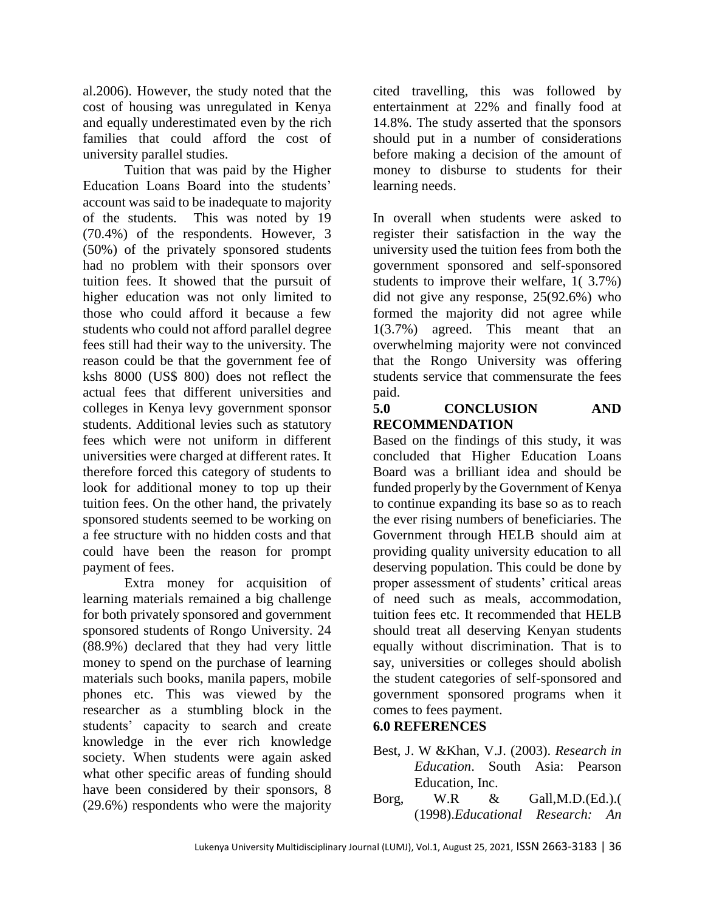al.2006). However, the study noted that the cost of housing was unregulated in Kenya and equally underestimated even by the rich families that could afford the cost of university parallel studies.

Tuition that was paid by the Higher Education Loans Board into the students' account was said to be inadequate to majority of the students. This was noted by 19 (70.4%) of the respondents. However, 3 (50%) of the privately sponsored students had no problem with their sponsors over tuition fees. It showed that the pursuit of higher education was not only limited to those who could afford it because a few students who could not afford parallel degree fees still had their way to the university. The reason could be that the government fee of kshs 8000 (US$ 800) does not reflect the actual fees that different universities and colleges in Kenya levy government sponsor students. Additional levies such as statutory fees which were not uniform in different universities were charged at different rates. It therefore forced this category of students to look for additional money to top up their tuition fees. On the other hand, the privately sponsored students seemed to be working on a fee structure with no hidden costs and that could have been the reason for prompt payment of fees.

Extra money for acquisition of learning materials remained a big challenge for both privately sponsored and government sponsored students of Rongo University. 24 (88.9%) declared that they had very little money to spend on the purchase of learning materials such books, manila papers, mobile phones etc. This was viewed by the researcher as a stumbling block in the students' capacity to search and create knowledge in the ever rich knowledge society. When students were again asked what other specific areas of funding should have been considered by their sponsors, 8 (29.6%) respondents who were the majority cited travelling, this was followed by entertainment at 22% and finally food at 14.8%. The study asserted that the sponsors should put in a number of considerations before making a decision of the amount of money to disburse to students for their learning needs.

In overall when students were asked to register their satisfaction in the way the university used the tuition fees from both the government sponsored and self-sponsored students to improve their welfare, 1( 3.7%) did not give any response, 25(92.6%) who formed the majority did not agree while 1(3.7%) agreed. This meant that an overwhelming majority were not convinced that the Rongo University was offering students service that commensurate the fees paid.

## 5.0 CONCLUSION AND RECOMMENDATION

Based on the findings of this study, it was concluded that Higher Education Loans Board was a brilliant idea and should be funded properly by the Government of Kenya to continue expanding its base so as to reach the ever rising numbers of beneficiaries. The Government through HELB should aim at providing quality university education to all deserving population. This could be done by proper assessment of students' critical areas of need such as meals, accommodation, tuition fees etc. It recommended that HELB should treat all deserving Kenyan students equally without discrimination. That is to say, universities or colleges should abolish the student categories of self-sponsored and government sponsored programs when it comes to fees payment.

## 6.0 REFERENCES

Best, J. W &Khan, V.J. (2003). *Research in Education*. South Asia: Pearson Education, Inc.

Borg, W.R & Gall,M.D.(Ed.).( (1998).*Educational Research: An*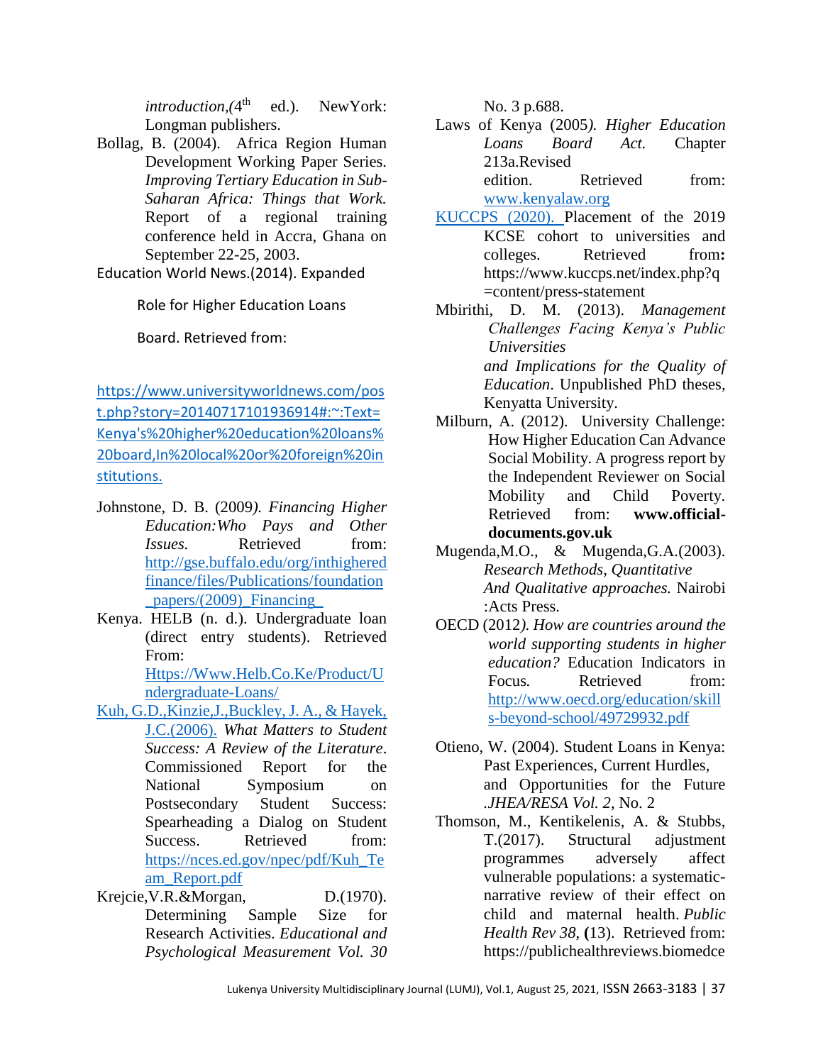*introduction*,(4th ed.). NewYork: Longman publishers.

Bollag, B. (2004). Africa Region Human Development Working Paper Series. *Improving Tertiary Education in Sub-Saharan Africa: Things that Work.* Report of a regional training conference held in Accra, Ghana on September 22-25, 2003.

Education World News.(2014). Expanded Role for Higher Education Loans Board. Retrieved from: https://www.universityworldnews.com/post.php?story=20140717101936914#:~:Text=Kenya's%20higher%20education%20loans%20board,In%20local%20or%20foreign%20institutions.

Johnstone, D. B. (2009*). Financing Higher Education:Who Pays and Other Issues.* Retrieved from: http://gse.buffalo.edu/org/inthigheredfinance/files/Publications/foundation_papers/(2009)_Financing_

Kenya. HELB (n. d.). Undergraduate loan (direct entry students). Retrieved From: Https://Www.Helb.Co.Ke/Product/Undergraduate-Loans/

Kuh, G.D.,Kinzie,J.,Buckley, J. A., & Hayek, J.C.(2006). *What Matters to Student Success: A Review of the Literature*. Commissioned Report for the National Symposium on Postsecondary Student Success: Spearheading a Dialog on Student Success. Retrieved from: https://nces.ed.gov/npec/pdf/Kuh_Team_Report.pdf

Krejcie,V.R.&Morgan, D.(1970). Determining Sample Size for Research Activities. *Educational and Psychological Measurement Vol. 30* No. 3 p.688.

Laws of Kenya (2005*). Higher Education Loans Board Act.* Chapter 213a.Revised edition. Retrieved from: www.kenyalaw.org

KUCCPS (2020). Placement of the 2019 KCSE cohort to universities and colleges. Retrieved from**:** https://www.kuccps.net/index.php?q=content/press-statement

Mbirithi, D. M. (2013). *Management Challenges Facing Kenya's Public Universities and Implications for the Quality of Education*. Unpublished PhD theses, Kenyatta University.

Milburn, A. (2012). University Challenge: How Higher Education Can Advance Social Mobility. A progress report by the Independent Reviewer on Social Mobility and Child Poverty. Retrieved from: **www.official-documents.gov.uk**

Mugenda,M.O., & Mugenda,G.A.(2003). *Research Methods, Quantitative And Qualitative approaches.* Nairobi :Acts Press.

OECD (2012*). How are countries around the world supporting students in higher education?* Education Indicators in Focus. Retrieved from: http://www.oecd.org/education/skills-beyond-school/49729932.pdf

Otieno, W. (2004). Student Loans in Kenya: Past Experiences, Current Hurdles, and Opportunities for the Future *.JHEA/RESA Vol. 2*, No. 2

Thomson, M., Kentikelenis, A. & Stubbs, T.(2017). Structural adjustment programmes adversely affect vulnerable populations: a systematic-narrative review of their effect on child and maternal health. *Public Health Rev 38*, **(**13). Retrieved from: https://publichealthreviews.biomedce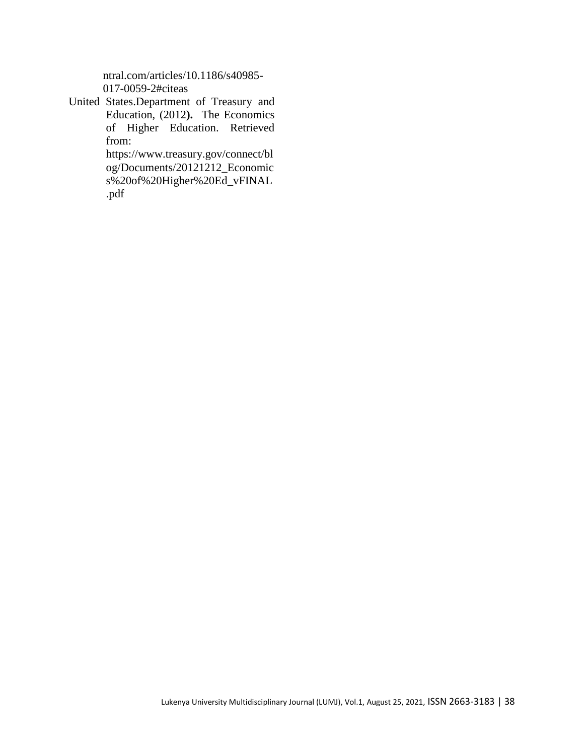ntral.com/articles/10.1186/s40985-017-0059-2#citeas

United States.Department of Treasury and Education, (2012**).** The Economics of Higher Education. Retrieved from: https://www.treasury.gov/connect/blog/Documents/20121212_Economics%20of%20Higher%20Ed_vFINAL.pdf